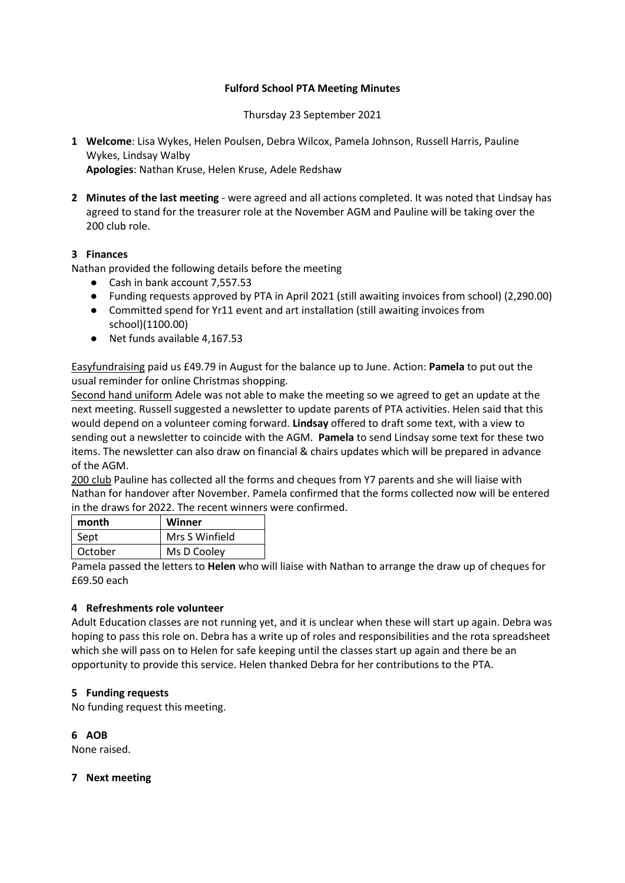**Fulford School PTA Meeting Minutes**

Thursday 23 September 2021

1. **Welcome**: Lisa Wykes, Helen Poulsen, Debra Wilcox, Pamela Johnson, Russell Harris, Pauline Wykes, Lindsay Walby
   **Apologies**: Nathan Kruse, Helen Kruse, Adele Redshaw

2. **Minutes of the last meeting** - were agreed and all actions completed. It was noted that Lindsay has agreed to stand for the treasurer role at the November AGM and Pauline will be taking over the 200 club role.

## 3 Finances

Nathan provided the following details before the meeting

- Cash in bank account 7,557.53
- Funding requests approved by PTA in April 2021 (still awaiting invoices from school) (2,290.00)
- Committed spend for Yr11 event and art installation (still awaiting invoices from school)(1100.00)
- Net funds available 4,167.53

Easyfundraising paid us £49.79 in August for the balance up to June. Action: **Pamela** to put out the usual reminder for online Christmas shopping.

Second hand uniform Adele was not able to make the meeting so we agreed to get an update at the next meeting. Russell suggested a newsletter to update parents of PTA activities. Helen said that this would depend on a volunteer coming forward. **Lindsay** offered to draft some text, with a view to sending out a newsletter to coincide with the AGM. **Pamela** to send Lindsay some text for these two items. The newsletter can also draw on financial & chairs updates which will be prepared in advance of the AGM.

200 club Pauline has collected all the forms and cheques from Y7 parents and she will liaise with Nathan for handover after November. Pamela confirmed that the forms collected now will be entered in the draws for 2022. The recent winners were confirmed.

| month | Winner |
|---|---|
| Sept | Mrs S Winfield |
| October | Ms D Cooley |

Pamela passed the letters to **Helen** who will liaise with Nathan to arrange the draw up of cheques for £69.50 each

## 4 Refreshments role volunteer

Adult Education classes are not running yet, and it is unclear when these will start up again. Debra was hoping to pass this role on. Debra has a write up of roles and responsibilities and the rota spreadsheet which she will pass on to Helen for safe keeping until the classes start up again and there be an opportunity to provide this service. Helen thanked Debra for her contributions to the PTA.

## 5 Funding requests

No funding request this meeting.

## 6 AOB

None raised.

## 7 Next meeting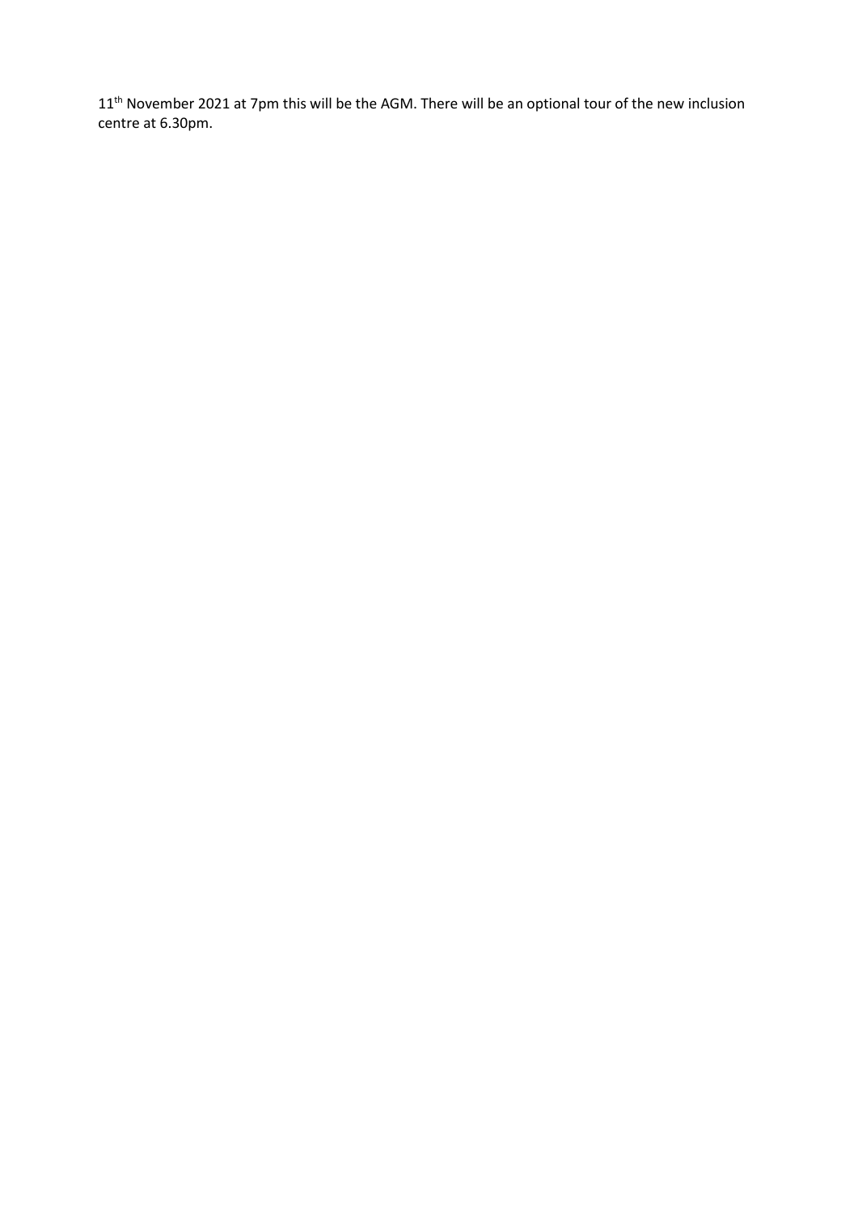11th November 2021 at 7pm this will be the AGM. There will be an optional tour of the new inclusion centre at 6.30pm.